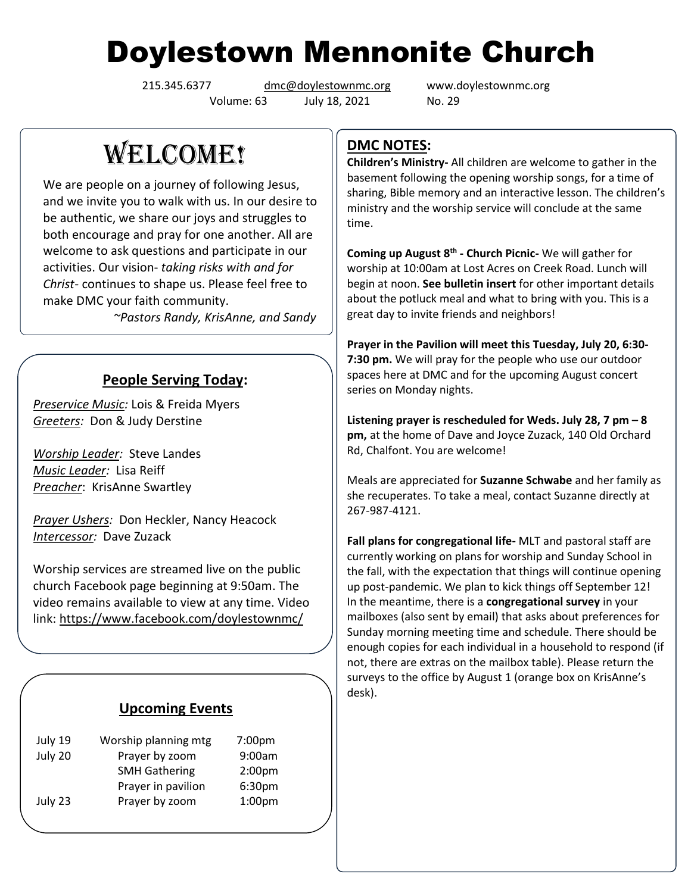# Doylestown Mennonite Church

215.345.6377 dmc@doylestownmc.org www.doylestownmc.org

Volume: 63 July 18, 2021 No. 29

## WELCOME!

We are people on a journey of following Jesus, and we invite you to walk with us. In our desire to be authentic, we share our joys and struggles to both encourage and pray for one another. All are welcome to ask questions and participate in our activities. Our vision- *taking risks with and for Christ*- continues to shape us. Please feel free to make DMC your faith community.

*~Pastors Randy, KrisAnne, and Sandy*

### People Serving Today:

*Preservice Music:* Lois & Freida Myers
*Greeters:* Don & Judy Derstine

*Worship Leader:* Steve Landes
*Music Leader:* Lisa Reiff
*Preacher*: KrisAnne Swartley

*Prayer Ushers:* Don Heckler, Nancy Heacock
*Intercessor:* Dave Zuzack

Worship services are streamed live on the public church Facebook page beginning at 9:50am. The video remains available to view at any time. Video link: https://www.facebook.com/doylestownmc/

### Upcoming Events

| | | |
|---|---|---|
| July 19 | Worship planning mtg | 7:00pm |
| July 20 | Prayer by zoom | 9:00am |
| | SMH Gathering | 2:00pm |
| | Prayer in pavilion | 6:30pm |
| July 23 | Prayer by zoom | 1:00pm |

## DMC NOTES:

**Children's Ministry-** All children are welcome to gather in the basement following the opening worship songs, for a time of sharing, Bible memory and an interactive lesson. The children's ministry and the worship service will conclude at the same time.

**Coming up August 8th - Church Picnic-** We will gather for worship at 10:00am at Lost Acres on Creek Road. Lunch will begin at noon. **See bulletin insert** for other important details about the potluck meal and what to bring with you. This is a great day to invite friends and neighbors!

**Prayer in the Pavilion will meet this Tuesday, July 20, 6:30-7:30 pm.** We will pray for the people who use our outdoor spaces here at DMC and for the upcoming August concert series on Monday nights.

**Listening prayer is rescheduled for Weds. July 28, 7 pm – 8 pm,** at the home of Dave and Joyce Zuzack, 140 Old Orchard Rd, Chalfont. You are welcome!

Meals are appreciated for **Suzanne Schwabe** and her family as she recuperates. To take a meal, contact Suzanne directly at 267-987-4121.

**Fall plans for congregational life-** MLT and pastoral staff are currently working on plans for worship and Sunday School in the fall, with the expectation that things will continue opening up post-pandemic. We plan to kick things off September 12! In the meantime, there is a **congregational survey** in your mailboxes (also sent by email) that asks about preferences for Sunday morning meeting time and schedule. There should be enough copies for each individual in a household to respond (if not, there are extras on the mailbox table). Please return the surveys to the office by August 1 (orange box on KrisAnne's desk).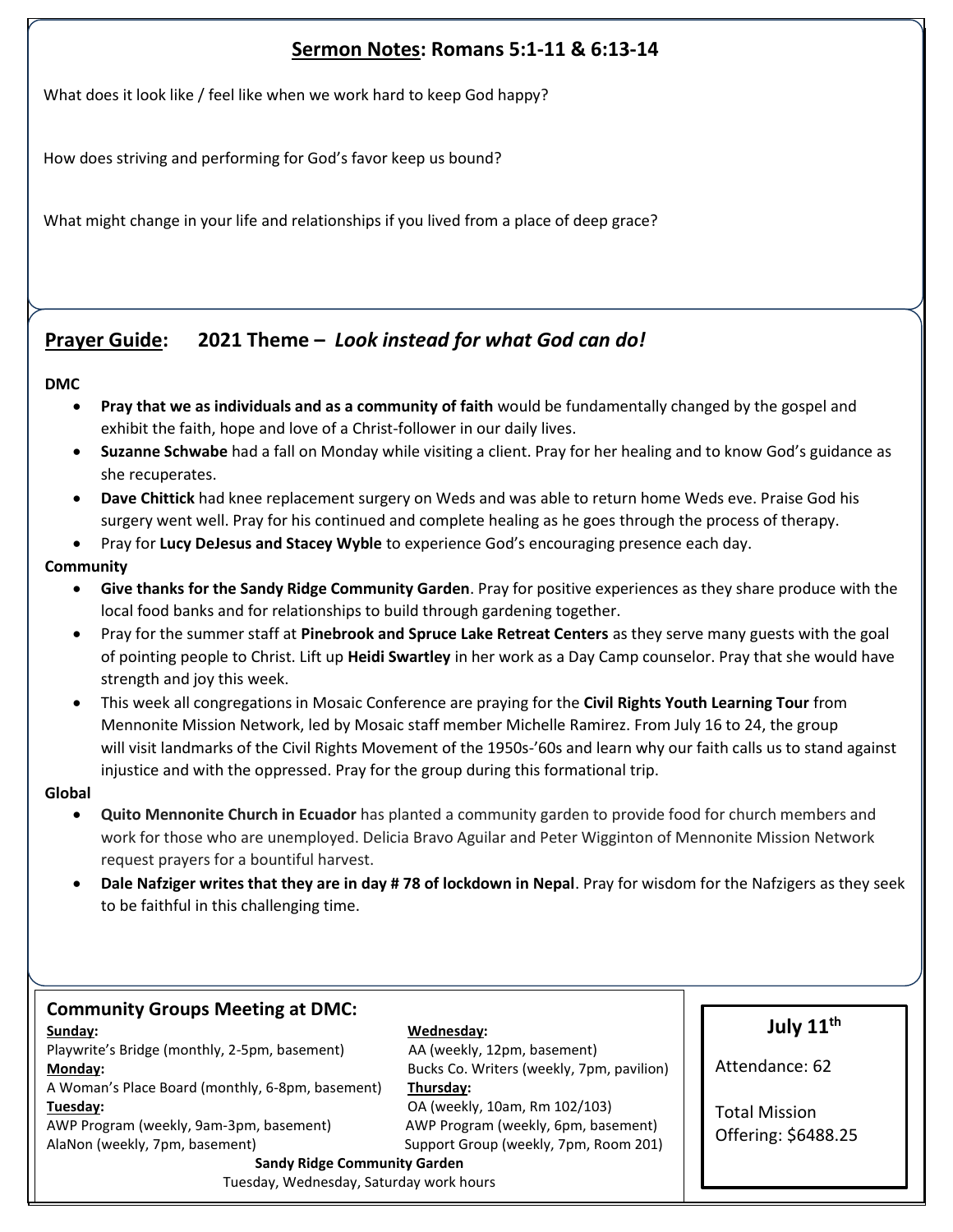## Sermon Notes: Romans 5:1-11 & 6:13-14

What does it look like / feel like when we work hard to keep God happy?

How does striving and performing for God's favor keep us bound?

What might change in your life and relationships if you lived from a place of deep grace?

## Prayer Guide: 2021 Theme – *Look instead for what God can do!*

**DMC**

- **Pray that we as individuals and as a community of faith** would be fundamentally changed by the gospel and exhibit the faith, hope and love of a Christ-follower in our daily lives.
- **Suzanne Schwabe** had a fall on Monday while visiting a client. Pray for her healing and to know God's guidance as she recuperates.
- **Dave Chittick** had knee replacement surgery on Weds and was able to return home Weds eve. Praise God his surgery went well. Pray for his continued and complete healing as he goes through the process of therapy.
- Pray for **Lucy DeJesus and Stacey Wyble** to experience God's encouraging presence each day.

**Community**

- **Give thanks for the Sandy Ridge Community Garden**. Pray for positive experiences as they share produce with the local food banks and for relationships to build through gardening together.
- Pray for the summer staff at **Pinebrook and Spruce Lake Retreat Centers** as they serve many guests with the goal of pointing people to Christ. Lift up **Heidi Swartley** in her work as a Day Camp counselor. Pray that she would have strength and joy this week.
- This week all congregations in Mosaic Conference are praying for the **Civil Rights Youth Learning Tour** from Mennonite Mission Network, led by Mosaic staff member Michelle Ramirez. From July 16 to 24, the group will visit landmarks of the Civil Rights Movement of the 1950s-'60s and learn why our faith calls us to stand against injustice and with the oppressed. Pray for the group during this formational trip.

**Global**

- **Quito Mennonite Church in Ecuador** has planted a community garden to provide food for church members and work for those who are unemployed. Delicia Bravo Aguilar and Peter Wigginton of Mennonite Mission Network request prayers for a bountiful harvest.
- **Dale Nafziger writes that they are in day # 78 of lockdown in Nepal**. Pray for wisdom for the Nafzigers as they seek to be faithful in this challenging time.

### Community Groups Meeting at DMC:

**Sunday:**
Playwrite's Bridge (monthly, 2-5pm, basement)

**Monday:**
A Woman's Place Board (monthly, 6-8pm, basement)

**Tuesday:**
AWP Program (weekly, 9am-3pm, basement)
AlaNon (weekly, 7pm, basement)

**Wednesday:**
AA (weekly, 12pm, basement)
Bucks Co. Writers (weekly, 7pm, pavilion)

**Thursday:**
OA (weekly, 10am, Rm 102/103)
AWP Program (weekly, 6pm, basement)
Support Group (weekly, 7pm, Room 201)

**Sandy Ridge Community Garden**
Tuesday, Wednesday, Saturday work hours

**July 11th**

Attendance: 62

Total Mission Offering: $6488.25